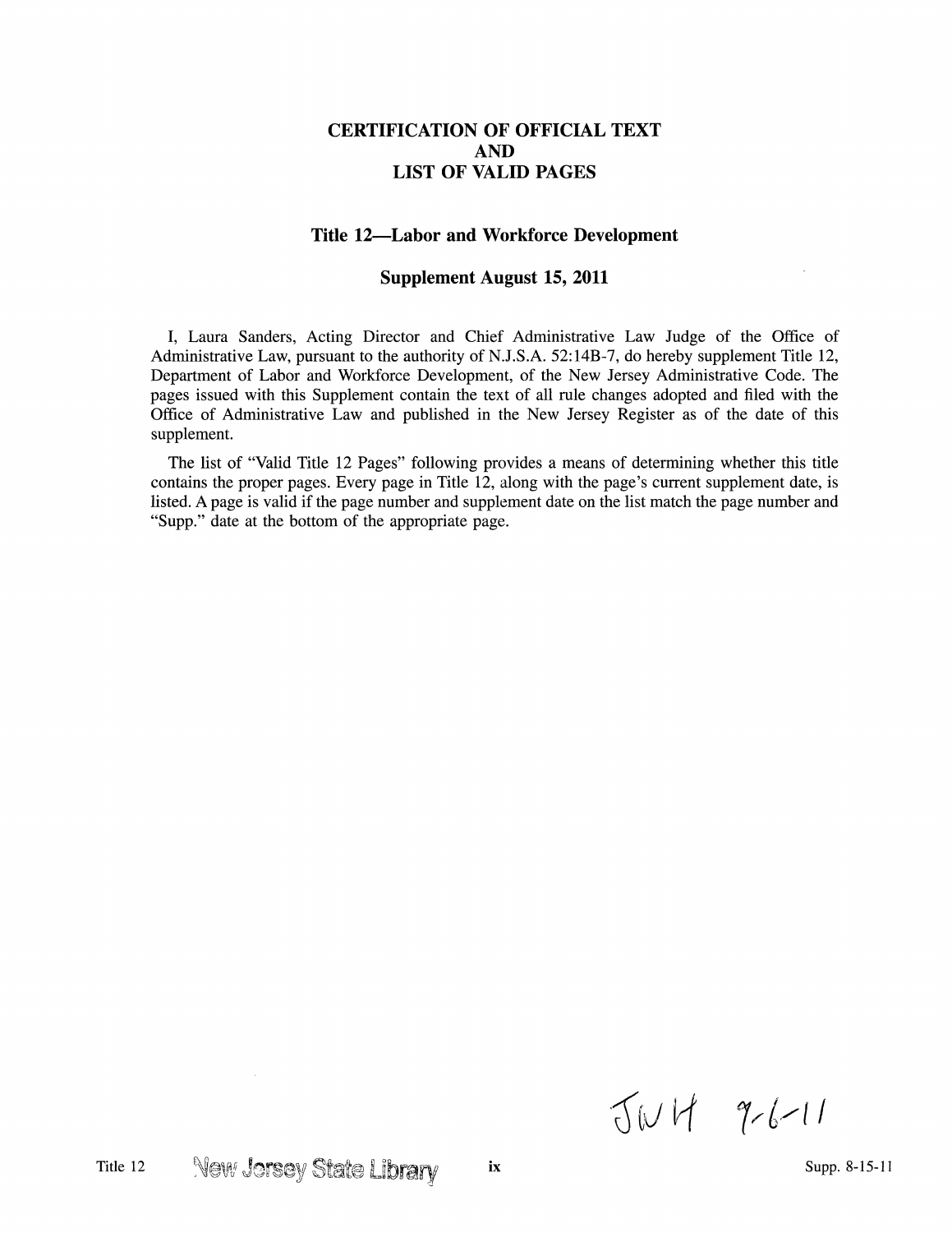# CERTIFICATION OF OFFICIAL TEXT AND LIST OF VALID PAGES

## Title 12—Labor and Workforce Development

### Supplement August 15, 2011

I, Laura Sanders, Acting Director and Chief Administrative Law Judge of the Office of Administrative Law, pursuant to the authority of N.J.S.A. 52:14B-7, do hereby supplement Title 12, Department of Labor and Workforce Development, of the New Jersey Administrative Code. The pages issued with this Supplement contain the text of all rule changes adopted and filed with the Office of Administrative Law and published in the New Jersey Register as of the date of this supplement.

The list of "Valid Title 12 Pages" following provides a means of determining whether this title contains the proper pages. Every page in Title 12, along with the page's current supplement date, is listed. A page is valid if the page number and supplement date on the list match the page number and "Supp." date at the bottom of the appropriate page.

JWH 9-6-11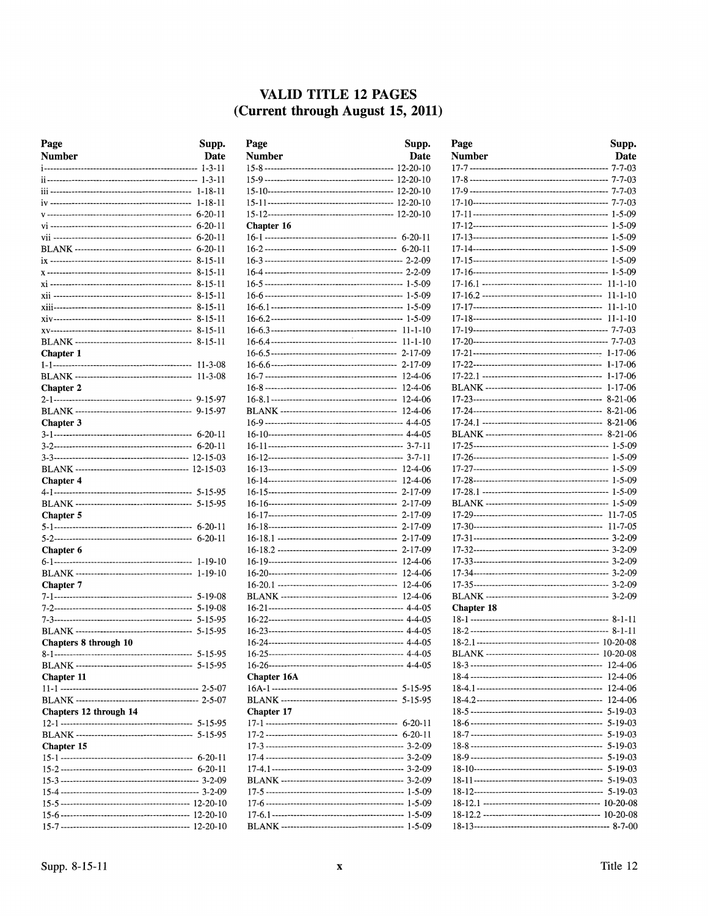# VALID TITLE 12 PAGES
## (Current through August 15, 2011)

| Page Number | Supp. Date |
|---|---|
| i | 1-3-11 |
| ii | 1-3-11 |
| iii | 1-18-11 |
| iv | 1-18-11 |
| v | 6-20-11 |
| vi | 6-20-11 |
| vii | 6-20-11 |
| BLANK | 6-20-11 |
| ix | 8-15-11 |
| x | 8-15-11 |
| xi | 8-15-11 |
| xii | 8-15-11 |
| xiii | 8-15-11 |
| xiv | 8-15-11 |
| xv | 8-15-11 |
| BLANK | 8-15-11 |
| **Chapter 1** | |
| 1-1 | 11-3-08 |
| BLANK | 11-3-08 |
| **Chapter 2** | |
| 2-1 | 9-15-97 |
| BLANK | 9-15-97 |
| **Chapter 3** | |
| 3-1 | 6-20-11 |
| 3-2 | 6-20-11 |
| 3-3 | 12-15-03 |
| BLANK | 12-15-03 |
| **Chapter 4** | |
| 4-1 | 5-15-95 |
| BLANK | 5-15-95 |
| **Chapter 5** | |
| 5-1 | 6-20-11 |
| 5-2 | 6-20-11 |
| **Chapter 6** | |
| 6-1 | 1-19-10 |
| BLANK | 1-19-10 |
| **Chapter 7** | |
| 7-1 | 5-19-08 |
| 7-2 | 5-19-08 |
| 7-3 | 5-15-95 |
| BLANK | 5-15-95 |
| **Chapters 8 through 10** | |
| 8-1 | 5-15-95 |
| BLANK | 5-15-95 |
| **Chapter 11** | |
| 11-1 | 2-5-07 |
| BLANK | 2-5-07 |
| **Chapters 12 through 14** | |
| 12-1 | 5-15-95 |
| BLANK | 5-15-95 |
| **Chapter 15** | |
| 15-1 | 6-20-11 |
| 15-2 | 6-20-11 |
| 15-3 | 3-2-09 |
| 15-4 | 3-2-09 |
| 15-5 | 12-20-10 |
| 15-6 | 12-20-10 |
| 15-7 | 12-20-10 |
| 15-8 | 12-20-10 |
| 15-9 | 12-20-10 |
| 15-10 | 12-20-10 |
| 15-11 | 12-20-10 |
| 15-12 | 12-20-10 |
| **Chapter 16** | |
| 16-1 | 6-20-11 |
| 16-2 | 6-20-11 |
| 16-3 | 2-2-09 |
| 16-4 | 2-2-09 |
| 16-5 | 1-5-09 |
| 16-6 | 1-5-09 |
| 16-6.1 | 1-5-09 |
| 16-6.2 | 1-5-09 |
| 16-6.3 | 11-1-10 |
| 16-6.4 | 11-1-10 |
| 16-6.5 | 2-17-09 |
| 16-6.6 | 2-17-09 |
| 16-7 | 12-4-06 |
| 16-8 | 12-4-06 |
| 16-8.1 | 12-4-06 |
| BLANK | 12-4-06 |
| 16-9 | 4-4-05 |
| 16-10 | 4-4-05 |
| 16-11 | 3-7-11 |
| 16-12 | 3-7-11 |
| 16-13 | 12-4-06 |
| 16-14 | 12-4-06 |
| 16-15 | 2-17-09 |
| 16-16 | 2-17-09 |
| 16-17 | 2-17-09 |
| 16-18 | 2-17-09 |
| 16-18.1 | 2-17-09 |
| 16-18.2 | 2-17-09 |
| 16-19 | 12-4-06 |
| 16-20 | 12-4-06 |
| 16-20.1 | 12-4-06 |
| BLANK | 12-4-06 |
| 16-21 | 4-4-05 |
| 16-22 | 4-4-05 |
| 16-23 | 4-4-05 |
| 16-24 | 4-4-05 |
| 16-25 | 4-4-05 |
| 16-26 | 4-4-05 |
| **Chapter 16A** | |
| 16A-1 | 5-15-95 |
| BLANK | 5-15-95 |
| **Chapter 17** | |
| 17-1 | 6-20-11 |
| 17-2 | 6-20-11 |
| 17-3 | 3-2-09 |
| 17-4 | 3-2-09 |
| 17-4.1 | 3-2-09 |
| BLANK | 3-2-09 |
| 17-5 | 1-5-09 |
| 17-6 | 1-5-09 |
| 17-6.1 | 1-5-09 |
| BLANK | 1-5-09 |
| 17-7 | 7-7-03 |
| 17-8 | 7-7-03 |
| 17-9 | 7-7-03 |
| 17-10 | 7-7-03 |
| 17-11 | 1-5-09 |
| 17-12 | 1-5-09 |
| 17-13 | 1-5-09 |
| 17-14 | 1-5-09 |
| 17-15 | 1-5-09 |
| 17-16 | 1-5-09 |
| 17-16.1 | 11-1-10 |
| 17-16.2 | 11-1-10 |
| 17-17 | 11-1-10 |
| 17-18 | 11-1-10 |
| 17-19 | 7-7-03 |
| 17-20 | 7-7-03 |
| 17-21 | 1-17-06 |
| 17-22 | 1-17-06 |
| 17-22.1 | 1-17-06 |
| BLANK | 1-17-06 |
| 17-23 | 8-21-06 |
| 17-24 | 8-21-06 |
| 17-24.1 | 8-21-06 |
| BLANK | 8-21-06 |
| 17-25 | 1-5-09 |
| 17-26 | 1-5-09 |
| 17-27 | 1-5-09 |
| 17-28 | 1-5-09 |
| 17-28.1 | 1-5-09 |
| BLANK | 1-5-09 |
| 17-29 | 11-7-05 |
| 17-30 | 11-7-05 |
| 17-31 | 3-2-09 |
| 17-32 | 3-2-09 |
| 17-33 | 3-2-09 |
| 17-34 | 3-2-09 |
| 17-35 | 3-2-09 |
| BLANK | 3-2-09 |
| **Chapter 18** | |
| 18-1 | 8-1-11 |
| 18-2 | 8-1-11 |
| 18-2.1 | 10-20-08 |
| BLANK | 10-20-08 |
| 18-3 | 12-4-06 |
| 18-4 | 12-4-06 |
| 18-4.1 | 12-4-06 |
| 18-4.2 | 12-4-06 |
| 18-5 | 5-19-03 |
| 18-6 | 5-19-03 |
| 18-7 | 5-19-03 |
| 18-8 | 5-19-03 |
| 18-9 | 5-19-03 |
| 18-10 | 5-19-03 |
| 18-11 | 5-19-03 |
| 18-12 | 5-19-03 |
| 18-12.1 | 10-20-08 |
| 18-12.2 | 10-20-08 |
| 18-13 | 8-7-00 |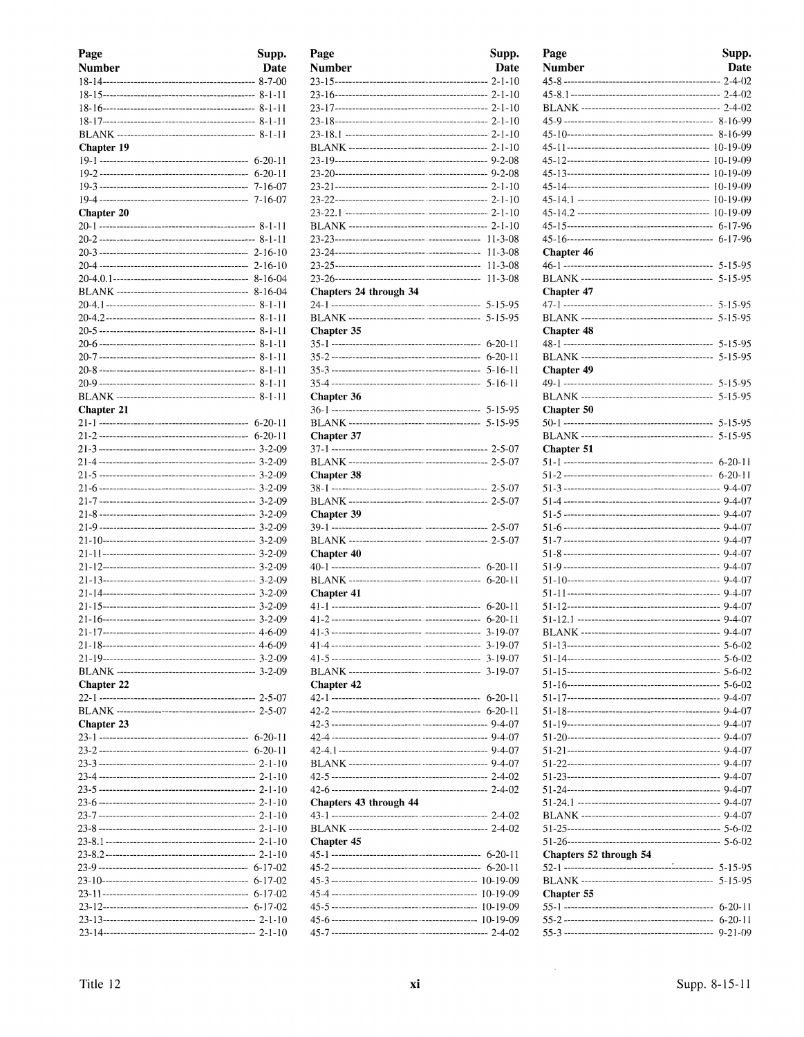| Page Number | Supp. Date |
|---|---|
| 18-14 | 8-7-00 |
| 18-15 | 8-1-11 |
| 18-16 | 8-1-11 |
| 18-17 | 8-1-11 |
| BLANK | 8-1-11 |
| **Chapter 19** | |
| 19-1 | 6-20-11 |
| 19-2 | 6-20-11 |
| 19-3 | 7-16-07 |
| 19-4 | 7-16-07 |
| **Chapter 20** | |
| 20-1 | 8-1-11 |
| 20-2 | 8-1-11 |
| 20-3 | 2-16-10 |
| 20-4 | 2-16-10 |
| 20-4.0.1 | 8-16-04 |
| BLANK | 8-16-04 |
| 20-4.1 | 8-1-11 |
| 20-4.2 | 8-1-11 |
| 20-5 | 8-1-11 |
| 20-6 | 8-1-11 |
| 20-7 | 8-1-11 |
| 20-8 | 8-1-11 |
| 20-9 | 8-1-11 |
| BLANK | 8-1-11 |
| **Chapter 21** | |
| 21-1 | 6-20-11 |
| 21-2 | 6-20-11 |
| 21-3 | 3-2-09 |
| 21-4 | 3-2-09 |
| 21-5 | 3-2-09 |
| 21-6 | 3-2-09 |
| 21-7 | 3-2-09 |
| 21-8 | 3-2-09 |
| 21-9 | 3-2-09 |
| 21-10 | 3-2-09 |
| 21-11 | 3-2-09 |
| 21-12 | 3-2-09 |
| 21-13 | 3-2-09 |
| 21-14 | 3-2-09 |
| 21-15 | 3-2-09 |
| 21-16 | 3-2-09 |
| 21-17 | 4-6-09 |
| 21-18 | 4-6-09 |
| 21-19 | 3-2-09 |
| BLANK | 3-2-09 |
| **Chapter 22** | |
| 22-1 | 2-5-07 |
| BLANK | 2-5-07 |
| **Chapter 23** | |
| 23-1 | 6-20-11 |
| 23-2 | 6-20-11 |
| 23-3 | 2-1-10 |
| 23-4 | 2-1-10 |
| 23-5 | 2-1-10 |
| 23-6 | 2-1-10 |
| 23-7 | 2-1-10 |
| 23-8 | 2-1-10 |
| 23-8.1 | 2-1-10 |
| 23-8.2 | 2-1-10 |
| 23-9 | 6-17-02 |
| 23-10 | 6-17-02 |
| 23-11 | 6-17-02 |
| 23-12 | 6-17-02 |
| 23-13 | 2-1-10 |
| 23-14 | 2-1-10 |
| 23-15 | 2-1-10 |
| 23-16 | 2-1-10 |
| 23-17 | 2-1-10 |
| 23-18 | 2-1-10 |
| 23-18.1 | 2-1-10 |
| BLANK | 2-1-10 |
| 23-19 | 9-2-08 |
| 23-20 | 9-2-08 |
| 23-21 | 2-1-10 |
| 23-22 | 2-1-10 |
| 23-22.1 | 2-1-10 |
| BLANK | 2-1-10 |
| 23-23 | 11-3-08 |
| 23-24 | 11-3-08 |
| 23-25 | 11-3-08 |
| 23-26 | 11-3-08 |
| **Chapters 24 through 34** | |
| 24-1 | 5-15-95 |
| BLANK | 5-15-95 |
| **Chapter 35** | |
| 35-1 | 6-20-11 |
| 35-2 | 6-20-11 |
| 35-3 | 5-16-11 |
| 35-4 | 5-16-11 |
| **Chapter 36** | |
| 36-1 | 5-15-95 |
| BLANK | 5-15-95 |
| **Chapter 37** | |
| 37-1 | 2-5-07 |
| BLANK | 2-5-07 |
| **Chapter 38** | |
| 38-1 | 2-5-07 |
| BLANK | 2-5-07 |
| **Chapter 39** | |
| 39-1 | 2-5-07 |
| BLANK | 2-5-07 |
| **Chapter 40** | |
| 40-1 | 6-20-11 |
| BLANK | 6-20-11 |
| **Chapter 41** | |
| 41-1 | 6-20-11 |
| 41-2 | 6-20-11 |
| 41-3 | 3-19-07 |
| 41-4 | 3-19-07 |
| 41-5 | 3-19-07 |
| BLANK | 3-19-07 |
| **Chapter 42** | |
| 42-1 | 6-20-11 |
| 42-2 | 6-20-11 |
| 42-3 | 9-4-07 |
| 42-4 | 9-4-07 |
| 42-4.1 | 9-4-07 |
| BLANK | 9-4-07 |
| 42-5 | 2-4-02 |
| 42-6 | 2-4-02 |
| **Chapters 43 through 44** | |
| 43-1 | 2-4-02 |
| BLANK | 2-4-02 |
| **Chapter 45** | |
| 45-1 | 6-20-11 |
| 45-2 | 6-20-11 |
| 45-3 | 10-19-09 |
| 45-4 | 10-19-09 |
| 45-5 | 10-19-09 |
| 45-6 | 10-19-09 |
| 45-7 | 2-4-02 |
| 45-8 | 2-4-02 |
| 45-8.1 | 2-4-02 |
| BLANK | 2-4-02 |
| 45-9 | 8-16-99 |
| 45-10 | 8-16-99 |
| 45-11 | 10-19-09 |
| 45-12 | 10-19-09 |
| 45-13 | 10-19-09 |
| 45-14 | 10-19-09 |
| 45-14.1 | 10-19-09 |
| 45-14.2 | 10-19-09 |
| 45-15 | 6-17-96 |
| 45-16 | 6-17-96 |
| **Chapter 46** | |
| 46-1 | 5-15-95 |
| BLANK | 5-15-95 |
| **Chapter 47** | |
| 47-1 | 5-15-95 |
| BLANK | 5-15-95 |
| **Chapter 48** | |
| 48-1 | 5-15-95 |
| BLANK | 5-15-95 |
| **Chapter 49** | |
| 49-1 | 5-15-95 |
| BLANK | 5-15-95 |
| **Chapter 50** | |
| 50-1 | 5-15-95 |
| BLANK | 5-15-95 |
| **Chapter 51** | |
| 51-1 | 6-20-11 |
| 51-2 | 6-20-11 |
| 51-3 | 9-4-07 |
| 51-4 | 9-4-07 |
| 51-5 | 9-4-07 |
| 51-6 | 9-4-07 |
| 51-7 | 9-4-07 |
| 51-8 | 9-4-07 |
| 51-9 | 9-4-07 |
| 51-10 | 9-4-07 |
| 51-11 | 9-4-07 |
| 51-12 | 9-4-07 |
| 51-12.1 | 9-4-07 |
| BLANK | 9-4-07 |
| 51-13 | 5-6-02 |
| 51-14 | 5-6-02 |
| 51-15 | 5-6-02 |
| 51-16 | 5-6-02 |
| 51-17 | 9-4-07 |
| 51-18 | 9-4-07 |
| 51-19 | 9-4-07 |
| 51-20 | 9-4-07 |
| 51-21 | 9-4-07 |
| 51-22 | 9-4-07 |
| 51-23 | 9-4-07 |
| 51-24 | 9-4-07 |
| 51-24.1 | 9-4-07 |
| BLANK | 9-4-07 |
| 51-25 | 5-6-02 |
| 51-26 | 5-6-02 |
| **Chapters 52 through 54** | |
| 52-1 | 5-15-95 |
| BLANK | 5-15-95 |
| **Chapter 55** | |
| 55-1 | 6-20-11 |
| 55-2 | 6-20-11 |
| 55-3 | 9-21-09 |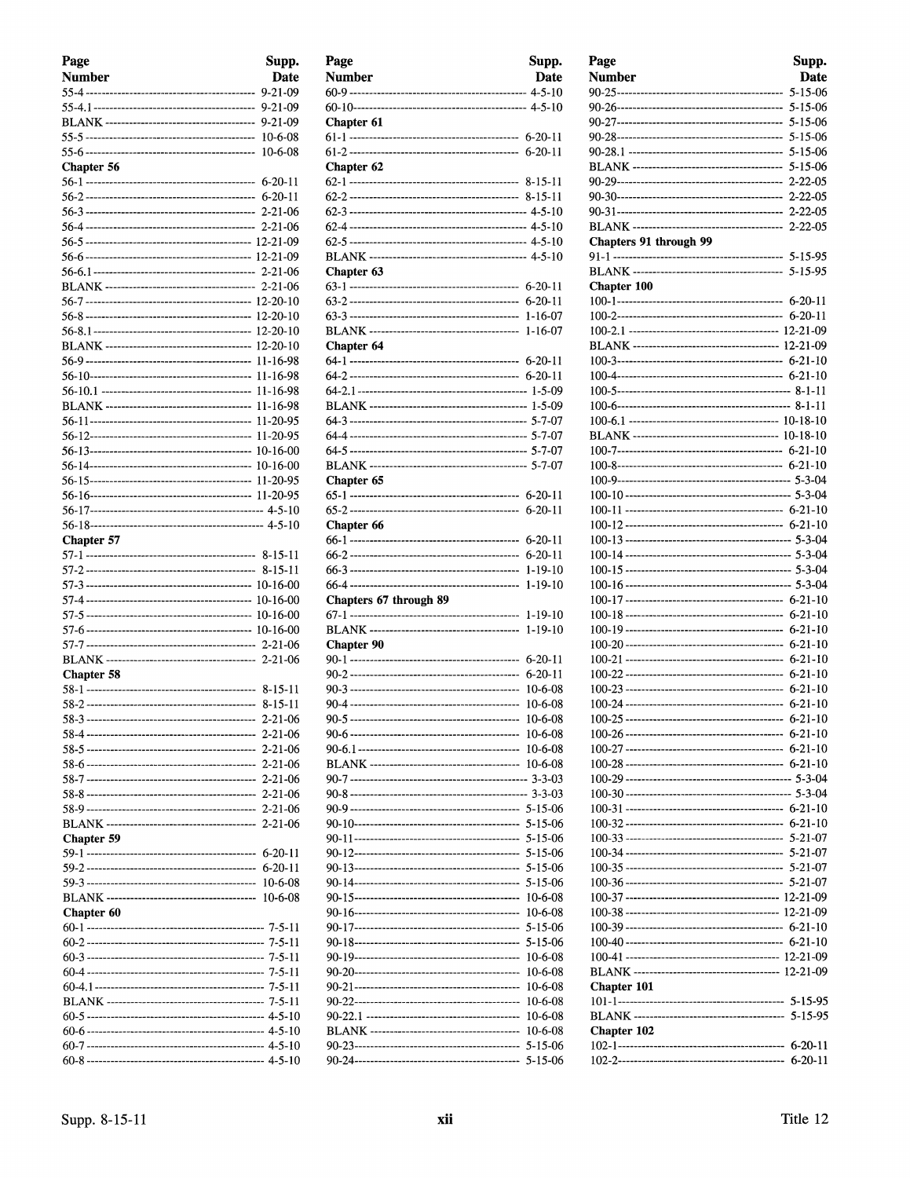| Page Number | Supp. Date |
|---|---|
| 55-4 | 9-21-09 |
| 55-4.1 | 9-21-09 |
| BLANK | 9-21-09 |
| 55-5 | 10-6-08 |
| 55-6 | 10-6-08 |
| **Chapter 56** | |
| 56-1 | 6-20-11 |
| 56-2 | 6-20-11 |
| 56-3 | 2-21-06 |
| 56-4 | 2-21-06 |
| 56-5 | 12-21-09 |
| 56-6 | 12-21-09 |
| 56-6.1 | 2-21-06 |
| BLANK | 2-21-06 |
| 56-7 | 12-20-10 |
| 56-8 | 12-20-10 |
| 56-8.1 | 12-20-10 |
| BLANK | 12-20-10 |
| 56-9 | 11-16-98 |
| 56-10 | 11-16-98 |
| 56-10.1 | 11-16-98 |
| BLANK | 11-16-98 |
| 56-11 | 11-20-95 |
| 56-12 | 11-20-95 |
| 56-13 | 10-16-00 |
| 56-14 | 10-16-00 |
| 56-15 | 11-20-95 |
| 56-16 | 11-20-95 |
| 56-17 | 4-5-10 |
| 56-18 | 4-5-10 |
| **Chapter 57** | |
| 57-1 | 8-15-11 |
| 57-2 | 8-15-11 |
| 57-3 | 10-16-00 |
| 57-4 | 10-16-00 |
| 57-5 | 10-16-00 |
| 57-6 | 10-16-00 |
| 57-7 | 2-21-06 |
| BLANK | 2-21-06 |
| **Chapter 58** | |
| 58-1 | 8-15-11 |
| 58-2 | 8-15-11 |
| 58-3 | 2-21-06 |
| 58-4 | 2-21-06 |
| 58-5 | 2-21-06 |
| 58-6 | 2-21-06 |
| 58-7 | 2-21-06 |
| 58-8 | 2-21-06 |
| 58-9 | 2-21-06 |
| BLANK | 2-21-06 |
| **Chapter 59** | |
| 59-1 | 6-20-11 |
| 59-2 | 6-20-11 |
| 59-3 | 10-6-08 |
| BLANK | 10-6-08 |
| **Chapter 60** | |
| 60-1 | 7-5-11 |
| 60-2 | 7-5-11 |
| 60-3 | 7-5-11 |
| 60-4 | 7-5-11 |
| 60-4.1 | 7-5-11 |
| BLANK | 7-5-11 |
| 60-5 | 4-5-10 |
| 60-6 | 4-5-10 |
| 60-7 | 4-5-10 |
| 60-8 | 4-5-10 |
| 60-9 | 4-5-10 |
| 60-10 | 4-5-10 |
| **Chapter 61** | |
| 61-1 | 6-20-11 |
| 61-2 | 6-20-11 |
| **Chapter 62** | |
| 62-1 | 8-15-11 |
| 62-2 | 8-15-11 |
| 62-3 | 4-5-10 |
| 62-4 | 4-5-10 |
| 62-5 | 4-5-10 |
| BLANK | 4-5-10 |
| **Chapter 63** | |
| 63-1 | 6-20-11 |
| 63-2 | 6-20-11 |
| 63-3 | 1-16-07 |
| BLANK | 1-16-07 |
| **Chapter 64** | |
| 64-1 | 6-20-11 |
| 64-2 | 6-20-11 |
| 64-2.1 | 1-5-09 |
| BLANK | 1-5-09 |
| 64-3 | 5-7-07 |
| 64-4 | 5-7-07 |
| 64-5 | 5-7-07 |
| BLANK | 5-7-07 |
| **Chapter 65** | |
| 65-1 | 6-20-11 |
| 65-2 | 6-20-11 |
| **Chapter 66** | |
| 66-1 | 6-20-11 |
| 66-2 | 6-20-11 |
| 66-3 | 1-19-10 |
| 66-4 | 1-19-10 |
| **Chapters 67 through 89** | |
| 67-1 | 1-19-10 |
| BLANK | 1-19-10 |
| **Chapter 90** | |
| 90-1 | 6-20-11 |
| 90-2 | 6-20-11 |
| 90-3 | 10-6-08 |
| 90-4 | 10-6-08 |
| 90-5 | 10-6-08 |
| 90-6 | 10-6-08 |
| 90-6.1 | 10-6-08 |
| BLANK | 10-6-08 |
| 90-7 | 3-3-03 |
| 90-8 | 3-3-03 |
| 90-9 | 5-15-06 |
| 90-10 | 5-15-06 |
| 90-11 | 5-15-06 |
| 90-12 | 5-15-06 |
| 90-13 | 5-15-06 |
| 90-14 | 5-15-06 |
| 90-15 | 10-6-08 |
| 90-16 | 10-6-08 |
| 90-17 | 5-15-06 |
| 90-18 | 5-15-06 |
| 90-19 | 10-6-08 |
| 90-20 | 10-6-08 |
| 90-21 | 10-6-08 |
| 90-22 | 10-6-08 |
| 90-22.1 | 10-6-08 |
| BLANK | 10-6-08 |
| 90-23 | 5-15-06 |
| 90-24 | 5-15-06 |
| 90-25 | 5-15-06 |
| 90-26 | 5-15-06 |
| 90-27 | 5-15-06 |
| 90-28 | 5-15-06 |
| 90-28.1 | 5-15-06 |
| BLANK | 5-15-06 |
| 90-29 | 2-22-05 |
| 90-30 | 2-22-05 |
| 90-31 | 2-22-05 |
| BLANK | 2-22-05 |
| **Chapters 91 through 99** | |
| 91-1 | 5-15-95 |
| BLANK | 5-15-95 |
| **Chapter 100** | |
| 100-1 | 6-20-11 |
| 100-2 | 6-20-11 |
| 100-2.1 | 12-21-09 |
| BLANK | 12-21-09 |
| 100-3 | 6-21-10 |
| 100-4 | 6-21-10 |
| 100-5 | 8-1-11 |
| 100-6 | 8-1-11 |
| 100-6.1 | 10-18-10 |
| BLANK | 10-18-10 |
| 100-7 | 6-21-10 |
| 100-8 | 6-21-10 |
| 100-9 | 5-3-04 |
| 100-10 | 5-3-04 |
| 100-11 | 6-21-10 |
| 100-12 | 6-21-10 |
| 100-13 | 5-3-04 |
| 100-14 | 5-3-04 |
| 100-15 | 5-3-04 |
| 100-16 | 5-3-04 |
| 100-17 | 6-21-10 |
| 100-18 | 6-21-10 |
| 100-19 | 6-21-10 |
| 100-20 | 6-21-10 |
| 100-21 | 6-21-10 |
| 100-22 | 6-21-10 |
| 100-23 | 6-21-10 |
| 100-24 | 6-21-10 |
| 100-25 | 6-21-10 |
| 100-26 | 6-21-10 |
| 100-27 | 6-21-10 |
| 100-28 | 6-21-10 |
| 100-29 | 5-3-04 |
| 100-30 | 5-3-04 |
| 100-31 | 6-21-10 |
| 100-32 | 6-21-10 |
| 100-33 | 5-21-07 |
| 100-34 | 5-21-07 |
| 100-35 | 5-21-07 |
| 100-36 | 5-21-07 |
| 100-37 | 12-21-09 |
| 100-38 | 12-21-09 |
| 100-39 | 6-21-10 |
| 100-40 | 6-21-10 |
| 100-41 | 12-21-09 |
| BLANK | 12-21-09 |
| **Chapter 101** | |
| 101-1 | 5-15-95 |
| BLANK | 5-15-95 |
| **Chapter 102** | |
| 102-1 | 6-20-11 |
| 102-2 | 6-20-11 |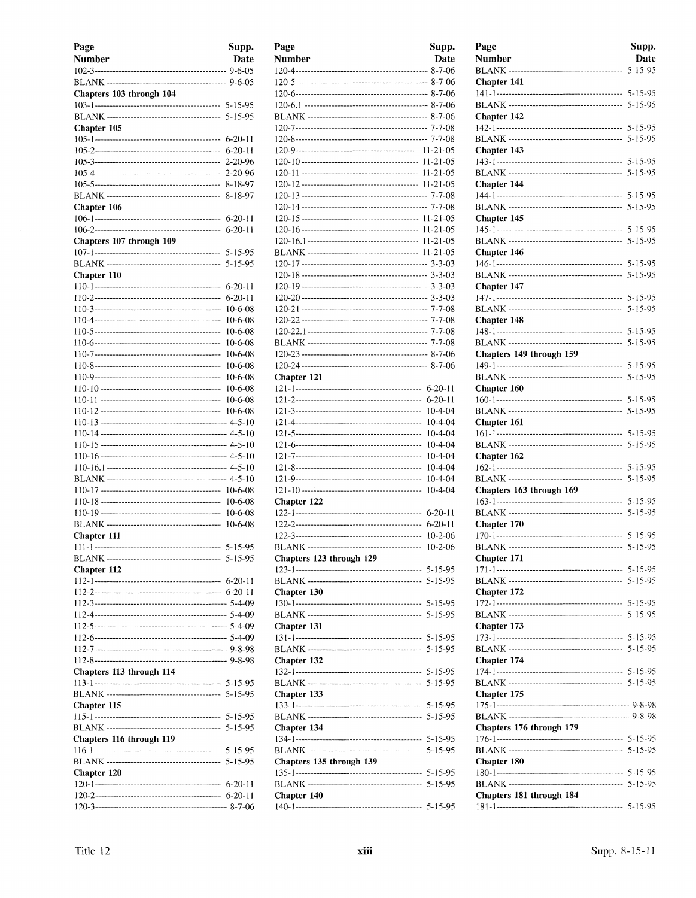| Page Number | Supp. Date |
|---|---|
| 102-3 | 9-6-05 |
| BLANK | 9-6-05 |
| **Chapters 103 through 104** | |
| 103-1 | 5-15-95 |
| BLANK | 5-15-95 |
| **Chapter 105** | |
| 105-1 | 6-20-11 |
| 105-2 | 6-20-11 |
| 105-3 | 2-20-96 |
| 105-4 | 2-20-96 |
| 105-5 | 8-18-97 |
| BLANK | 8-18-97 |
| **Chapter 106** | |
| 106-1 | 6-20-11 |
| 106-2 | 6-20-11 |
| **Chapters 107 through 109** | |
| 107-1 | 5-15-95 |
| BLANK | 5-15-95 |
| **Chapter 110** | |
| 110-1 | 6-20-11 |
| 110-2 | 6-20-11 |
| 110-3 | 10-6-08 |
| 110-4 | 10-6-08 |
| 110-5 | 10-6-08 |
| 110-6 | 10-6-08 |
| 110-7 | 10-6-08 |
| 110-8 | 10-6-08 |
| 110-9 | 10-6-08 |
| 110-10 | 10-6-08 |
| 110-11 | 10-6-08 |
| 110-12 | 10-6-08 |
| 110-13 | 4-5-10 |
| 110-14 | 4-5-10 |
| 110-15 | 4-5-10 |
| 110-16 | 4-5-10 |
| 110-16.1 | 4-5-10 |
| BLANK | 4-5-10 |
| 110-17 | 10-6-08 |
| 110-18 | 10-6-08 |
| 110-19 | 10-6-08 |
| BLANK | 10-6-08 |
| **Chapter 111** | |
| 111-1 | 5-15-95 |
| BLANK | 5-15-95 |
| **Chapter 112** | |
| 112-1 | 6-20-11 |
| 112-2 | 6-20-11 |
| 112-3 | 5-4-09 |
| 112-4 | 5-4-09 |
| 112-5 | 5-4-09 |
| 112-6 | 5-4-09 |
| 112-7 | 9-8-98 |
| 112-8 | 9-8-98 |
| **Chapters 113 through 114** | |
| 113-1 | 5-15-95 |
| BLANK | 5-15-95 |
| **Chapter 115** | |
| 115-1 | 5-15-95 |
| BLANK | 5-15-95 |
| **Chapters 116 through 119** | |
| 116-1 | 5-15-95 |
| BLANK | 5-15-95 |
| **Chapter 120** | |
| 120-1 | 6-20-11 |
| 120-2 | 6-20-11 |
| 120-3 | 8-7-06 |
| 120-4 | 8-7-06 |
| 120-5 | 8-7-06 |
| 120-6 | 8-7-06 |
| 120-6.1 | 8-7-06 |
| BLANK | 8-7-06 |
| 120-7 | 7-7-08 |
| 120-8 | 7-7-08 |
| 120-9 | 11-21-05 |
| 120-10 | 11-21-05 |
| 120-11 | 11-21-05 |
| 120-12 | 11-21-05 |
| 120-13 | 7-7-08 |
| 120-14 | 7-7-08 |
| 120-15 | 11-21-05 |
| 120-16 | 11-21-05 |
| 120-16.1 | 11-21-05 |
| BLANK | 11-21-05 |
| 120-17 | 3-3-03 |
| 120-18 | 3-3-03 |
| 120-19 | 3-3-03 |
| 120-20 | 3-3-03 |
| 120-21 | 7-7-08 |
| 120-22 | 7-7-08 |
| 120-22.1 | 7-7-08 |
| BLANK | 7-7-08 |
| 120-23 | 8-7-06 |
| 120-24 | 8-7-06 |
| **Chapter 121** | |
| 121-1 | 6-20-11 |
| 121-2 | 6-20-11 |
| 121-3 | 10-4-04 |
| 121-4 | 10-4-04 |
| 121-5 | 10-4-04 |
| 121-6 | 10-4-04 |
| 121-7 | 10-4-04 |
| 121-8 | 10-4-04 |
| 121-9 | 10-4-04 |
| 121-10 | 10-4-04 |
| **Chapter 122** | |
| 122-1 | 6-20-11 |
| 122-2 | 6-20-11 |
| 122-3 | 10-2-06 |
| BLANK | 10-2-06 |
| **Chapters 123 through 129** | |
| 123-1 | 5-15-95 |
| BLANK | 5-15-95 |
| **Chapter 130** | |
| 130-1 | 5-15-95 |
| BLANK | 5-15-95 |
| **Chapter 131** | |
| 131-1 | 5-15-95 |
| BLANK | 5-15-95 |
| **Chapter 132** | |
| 132-1 | 5-15-95 |
| BLANK | 5-15-95 |
| **Chapter 133** | |
| 133-1 | 5-15-95 |
| BLANK | 5-15-95 |
| **Chapter 134** | |
| 134-1 | 5-15-95 |
| BLANK | 5-15-95 |
| **Chapters 135 through 139** | |
| 135-1 | 5-15-95 |
| BLANK | 5-15-95 |
| **Chapter 140** | |
| 140-1 | 5-15-95 |
| BLANK | 5-15-95 |
| **Chapter 141** | |
| 141-1 | 5-15-95 |
| BLANK | 5-15-95 |
| **Chapter 142** | |
| 142-1 | 5-15-95 |
| BLANK | 5-15-95 |
| **Chapter 143** | |
| 143-1 | 5-15-95 |
| BLANK | 5-15-95 |
| **Chapter 144** | |
| 144-1 | 5-15-95 |
| BLANK | 5-15-95 |
| **Chapter 145** | |
| 145-1 | 5-15-95 |
| BLANK | 5-15-95 |
| **Chapter 146** | |
| 146-1 | 5-15-95 |
| BLANK | 5-15-95 |
| **Chapter 147** | |
| 147-1 | 5-15-95 |
| BLANK | 5-15-95 |
| **Chapter 148** | |
| 148-1 | 5-15-95 |
| BLANK | 5-15-95 |
| **Chapters 149 through 159** | |
| 149-1 | 5-15-95 |
| BLANK | 5-15-95 |
| **Chapter 160** | |
| 160-1 | 5-15-95 |
| BLANK | 5-15-95 |
| **Chapter 161** | |
| 161-1 | 5-15-95 |
| BLANK | 5-15-95 |
| **Chapter 162** | |
| 162-1 | 5-15-95 |
| BLANK | 5-15-95 |
| **Chapters 163 through 169** | |
| 163-1 | 5-15-95 |
| BLANK | 5-15-95 |
| **Chapter 170** | |
| 170-1 | 5-15-95 |
| BLANK | 5-15-95 |
| **Chapter 171** | |
| 171-1 | 5-15-95 |
| BLANK | 5-15-95 |
| **Chapter 172** | |
| 172-1 | 5-15-95 |
| BLANK | 5-15-95 |
| **Chapter 173** | |
| 173-1 | 5-15-95 |
| BLANK | 5-15-95 |
| **Chapter 174** | |
| 174-1 | 5-15-95 |
| BLANK | 5-15-95 |
| **Chapter 175** | |
| 175-1 | 9-8-98 |
| BLANK | 9-8-98 |
| **Chapters 176 through 179** | |
| 176-1 | 5-15-95 |
| BLANK | 5-15-95 |
| **Chapter 180** | |
| 180-1 | 5-15-95 |
| BLANK | 5-15-95 |
| **Chapters 181 through 184** | |
| 181-1 | 5-15-95 |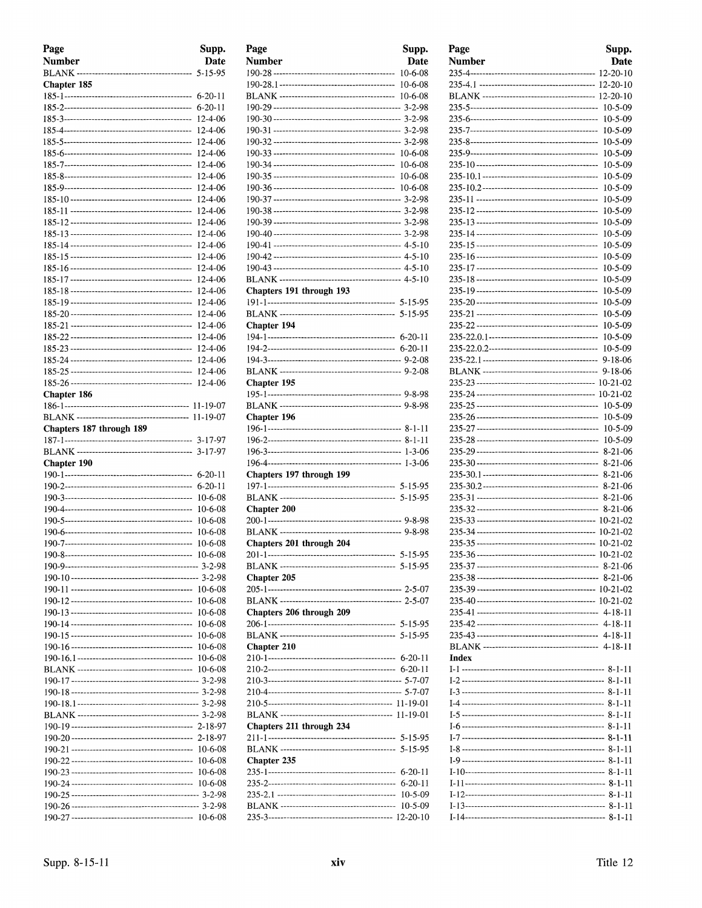| Page Number | Supp. Date |
|---|---|
| BLANK | 5-15-95 |
| **Chapter 185** | |
| 185-1 | 6-20-11 |
| 185-2 | 6-20-11 |
| 185-3 | 12-4-06 |
| 185-4 | 12-4-06 |
| 185-5 | 12-4-06 |
| 185-6 | 12-4-06 |
| 185-7 | 12-4-06 |
| 185-8 | 12-4-06 |
| 185-9 | 12-4-06 |
| 185-10 | 12-4-06 |
| 185-11 | 12-4-06 |
| 185-12 | 12-4-06 |
| 185-13 | 12-4-06 |
| 185-14 | 12-4-06 |
| 185-15 | 12-4-06 |
| 185-16 | 12-4-06 |
| 185-17 | 12-4-06 |
| 185-18 | 12-4-06 |
| 185-19 | 12-4-06 |
| 185-20 | 12-4-06 |
| 185-21 | 12-4-06 |
| 185-22 | 12-4-06 |
| 185-23 | 12-4-06 |
| 185-24 | 12-4-06 |
| 185-25 | 12-4-06 |
| 185-26 | 12-4-06 |
| **Chapter 186** | |
| 186-1 | 11-19-07 |
| BLANK | 11-19-07 |
| **Chapters 187 through 189** | |
| 187-1 | 3-17-97 |
| BLANK | 3-17-97 |
| **Chapter 190** | |
| 190-1 | 6-20-11 |
| 190-2 | 6-20-11 |
| 190-3 | 10-6-08 |
| 190-4 | 10-6-08 |
| 190-5 | 10-6-08 |
| 190-6 | 10-6-08 |
| 190-7 | 10-6-08 |
| 190-8 | 10-6-08 |
| 190-9 | 3-2-98 |
| 190-10 | 3-2-98 |
| 190-11 | 10-6-08 |
| 190-12 | 10-6-08 |
| 190-13 | 10-6-08 |
| 190-14 | 10-6-08 |
| 190-15 | 10-6-08 |
| 190-16 | 10-6-08 |
| 190-16.1 | 10-6-08 |
| BLANK | 10-6-08 |
| 190-17 | 3-2-98 |
| 190-18 | 3-2-98 |
| 190-18.1 | 3-2-98 |
| BLANK | 3-2-98 |
| 190-19 | 2-18-97 |
| 190-20 | 2-18-97 |
| 190-21 | 10-6-08 |
| 190-22 | 10-6-08 |
| 190-23 | 10-6-08 |
| 190-24 | 10-6-08 |
| 190-25 | 3-2-98 |
| 190-26 | 3-2-98 |
| 190-27 | 10-6-08 |
| 190-28 | 10-6-08 |
| 190-28.1 | 10-6-08 |
| BLANK | 10-6-08 |
| 190-29 | 3-2-98 |
| 190-30 | 3-2-98 |
| 190-31 | 3-2-98 |
| 190-32 | 3-2-98 |
| 190-33 | 10-6-08 |
| 190-34 | 10-6-08 |
| 190-35 | 10-6-08 |
| 190-36 | 10-6-08 |
| 190-37 | 3-2-98 |
| 190-38 | 3-2-98 |
| 190-39 | 3-2-98 |
| 190-40 | 3-2-98 |
| 190-41 | 4-5-10 |
| 190-42 | 4-5-10 |
| 190-43 | 4-5-10 |
| BLANK | 4-5-10 |
| **Chapters 191 through 193** | |
| 191-1 | 5-15-95 |
| BLANK | 5-15-95 |
| **Chapter 194** | |
| 194-1 | 6-20-11 |
| 194-2 | 6-20-11 |
| 194-3 | 9-2-08 |
| BLANK | 9-2-08 |
| **Chapter 195** | |
| 195-1 | 9-8-98 |
| BLANK | 9-8-98 |
| **Chapter 196** | |
| 196-1 | 8-1-11 |
| 196-2 | 8-1-11 |
| 196-3 | 1-3-06 |
| 196-4 | 1-3-06 |
| **Chapters 197 through 199** | |
| 197-1 | 5-15-95 |
| BLANK | 5-15-95 |
| **Chapter 200** | |
| 200-1 | 9-8-98 |
| BLANK | 9-8-98 |
| **Chapters 201 through 204** | |
| 201-1 | 5-15-95 |
| BLANK | 5-15-95 |
| **Chapter 205** | |
| 205-1 | 2-5-07 |
| BLANK | 2-5-07 |
| **Chapters 206 through 209** | |
| 206-1 | 5-15-95 |
| BLANK | 5-15-95 |
| **Chapter 210** | |
| 210-1 | 6-20-11 |
| 210-2 | 6-20-11 |
| 210-3 | 5-7-07 |
| 210-4 | 5-7-07 |
| 210-5 | 11-19-01 |
| BLANK | 11-19-01 |
| **Chapters 211 through 234** | |
| 211-1 | 5-15-95 |
| BLANK | 5-15-95 |
| **Chapter 235** | |
| 235-1 | 6-20-11 |
| 235-2 | 6-20-11 |
| 235-2.1 | 10-5-09 |
| BLANK | 10-5-09 |
| 235-3 | 12-20-10 |
| 235-4 | 12-20-10 |
| 235-4.1 | 12-20-10 |
| BLANK | 12-20-10 |
| 235-5 | 10-5-09 |
| 235-6 | 10-5-09 |
| 235-7 | 10-5-09 |
| 235-8 | 10-5-09 |
| 235-9 | 10-5-09 |
| 235-10 | 10-5-09 |
| 235-10.1 | 10-5-09 |
| 235-10.2 | 10-5-09 |
| 235-11 | 10-5-09 |
| 235-12 | 10-5-09 |
| 235-13 | 10-5-09 |
| 235-14 | 10-5-09 |
| 235-15 | 10-5-09 |
| 235-16 | 10-5-09 |
| 235-17 | 10-5-09 |
| 235-18 | 10-5-09 |
| 235-19 | 10-5-09 |
| 235-20 | 10-5-09 |
| 235-21 | 10-5-09 |
| 235-22 | 10-5-09 |
| 235-22.0.1 | 10-5-09 |
| 235-22.0.2 | 10-5-09 |
| 235-22.1 | 9-18-06 |
| BLANK | 9-18-06 |
| 235-23 | 10-21-02 |
| 235-24 | 10-21-02 |
| 235-25 | 10-5-09 |
| 235-26 | 10-5-09 |
| 235-27 | 10-5-09 |
| 235-28 | 10-5-09 |
| 235-29 | 8-21-06 |
| 235-30 | 8-21-06 |
| 235-30.1 | 8-21-06 |
| 235-30.2 | 8-21-06 |
| 235-31 | 8-21-06 |
| 235-32 | 8-21-06 |
| 235-33 | 10-21-02 |
| 235-34 | 10-21-02 |
| 235-35 | 10-21-02 |
| 235-36 | 10-21-02 |
| 235-37 | 8-21-06 |
| 235-38 | 8-21-06 |
| 235-39 | 10-21-02 |
| 235-40 | 10-21-02 |
| 235-41 | 4-18-11 |
| 235-42 | 4-18-11 |
| 235-43 | 4-18-11 |
| BLANK | 4-18-11 |
| **Index** | |
| I-1 | 8-1-11 |
| I-2 | 8-1-11 |
| I-3 | 8-1-11 |
| I-4 | 8-1-11 |
| I-5 | 8-1-11 |
| I-6 | 8-1-11 |
| I-7 | 8-1-11 |
| I-8 | 8-1-11 |
| I-9 | 8-1-11 |
| I-10 | 8-1-11 |
| I-11 | 8-1-11 |
| I-12 | 8-1-11 |
| I-13 | 8-1-11 |
| I-14 | 8-1-11 |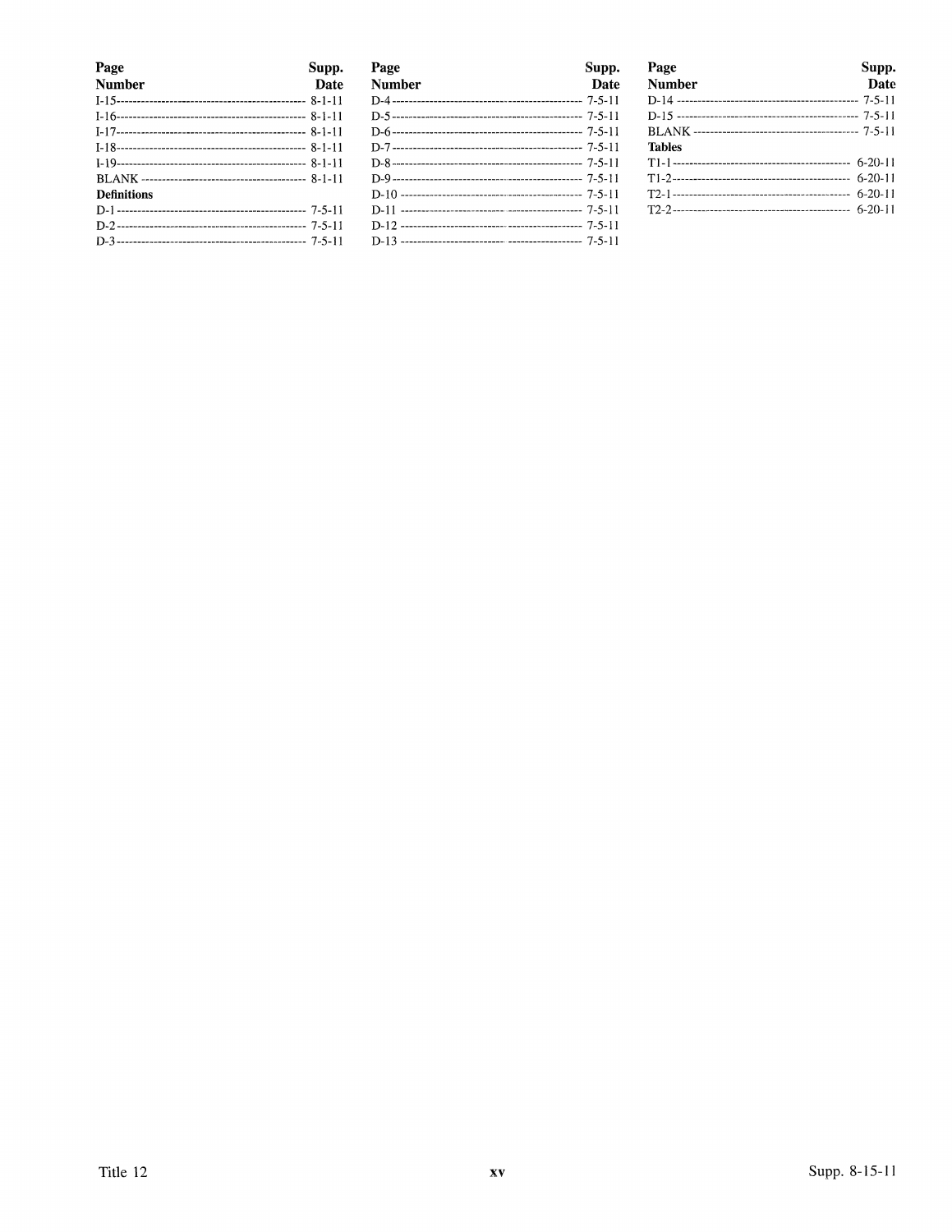| Page Number | Supp. Date |
|---|---|
| I-15 | 8-1-11 |
| I-16 | 8-1-11 |
| I-17 | 8-1-11 |
| I-18 | 8-1-11 |
| I-19 | 8-1-11 |
| BLANK | 8-1-11 |
| **Definitions** | |
| D-1 | 7-5-11 |
| D-2 | 7-5-11 |
| D-3 | 7-5-11 |
| D-4 | 7-5-11 |
| D-5 | 7-5-11 |
| D-6 | 7-5-11 |
| D-7 | 7-5-11 |
| D-8 | 7-5-11 |
| D-9 | 7-5-11 |
| D-10 | 7-5-11 |
| D-11 | 7-5-11 |
| D-12 | 7-5-11 |
| D-13 | 7-5-11 |
| D-14 | 7-5-11 |
| D-15 | 7-5-11 |
| BLANK | 7-5-11 |
| **Tables** | |
| T1-1 | 6-20-11 |
| T1-2 | 6-20-11 |
| T2-1 | 6-20-11 |
| T2-2 | 6-20-11 |